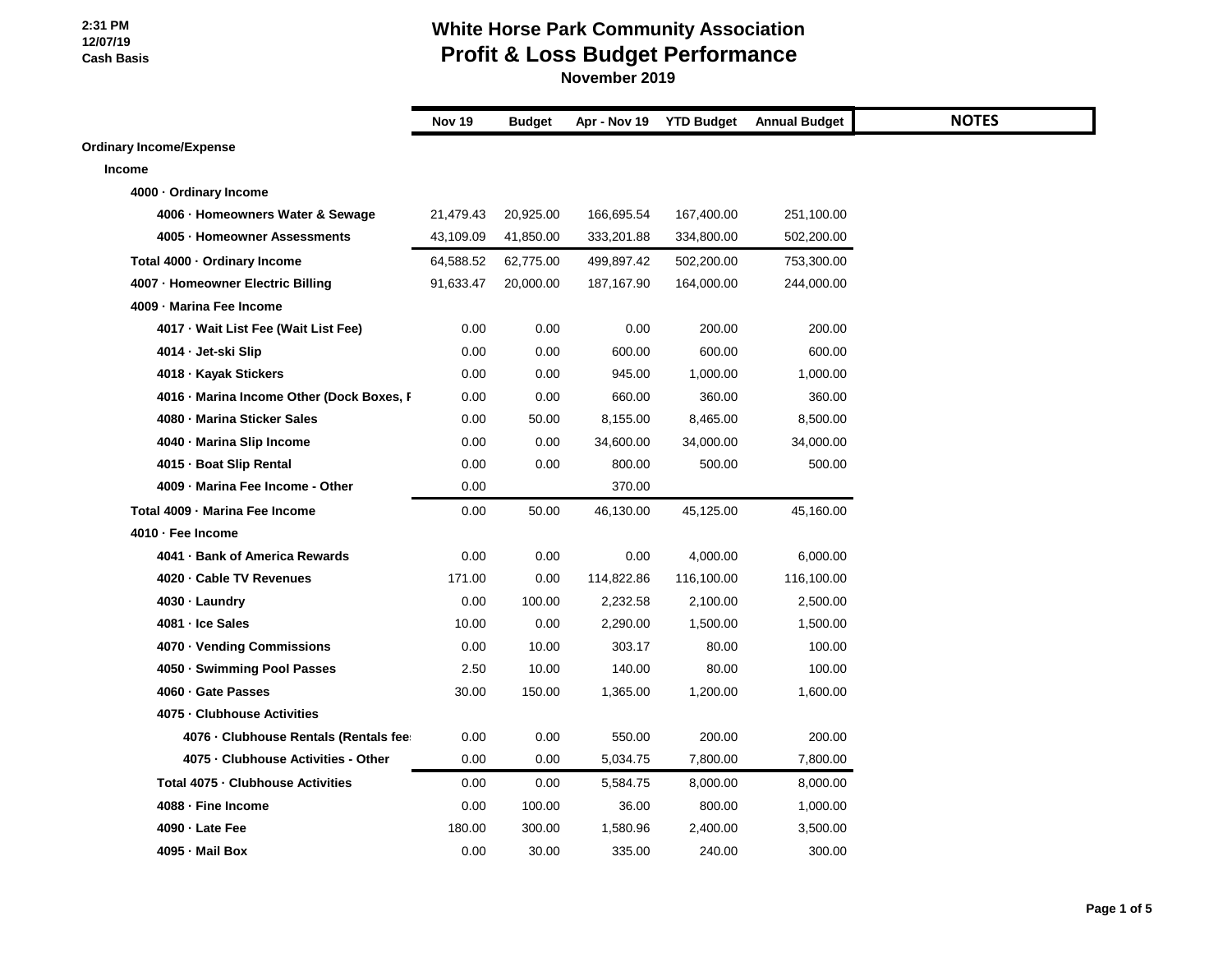# White Horse Park Community Association
## Profit & Loss Budget Performance
### November 2019

2:31 PM
12/07/19
Cash Basis

| | Nov 19 | Budget | Apr - Nov 19 | YTD Budget | Annual Budget | NOTES |
|---|---|---|---|---|---|---|
| **Ordinary Income/Expense** | | | | | | |
| **Income** | | | | | | |
| **4000 · Ordinary Income** | | | | | | |
| **4006 · Homeowners Water & Sewage** | 21,479.43 | 20,925.00 | 166,695.54 | 167,400.00 | 251,100.00 | |
| **4005 · Homeowner Assessments** | 43,109.09 | 41,850.00 | 333,201.88 | 334,800.00 | 502,200.00 | |
| **Total 4000 · Ordinary Income** | 64,588.52 | 62,775.00 | 499,897.42 | 502,200.00 | 753,300.00 | |
| **4007 · Homeowner Electric Billing** | 91,633.47 | 20,000.00 | 187,167.90 | 164,000.00 | 244,000.00 | |
| **4009 · Marina Fee Income** | | | | | | |
| **4017 · Wait List Fee (Wait List Fee)** | 0.00 | 0.00 | 0.00 | 200.00 | 200.00 | |
| **4014 · Jet-ski Slip** | 0.00 | 0.00 | 600.00 | 600.00 | 600.00 | |
| **4018 · Kayak Stickers** | 0.00 | 0.00 | 945.00 | 1,000.00 | 1,000.00 | |
| **4016 · Marina Income Other (Dock Boxes, F** | 0.00 | 0.00 | 660.00 | 360.00 | 360.00 | |
| **4080 · Marina Sticker Sales** | 0.00 | 50.00 | 8,155.00 | 8,465.00 | 8,500.00 | |
| **4040 · Marina Slip Income** | 0.00 | 0.00 | 34,600.00 | 34,000.00 | 34,000.00 | |
| **4015 · Boat Slip Rental** | 0.00 | 0.00 | 800.00 | 500.00 | 500.00 | |
| **4009 · Marina Fee Income - Other** | 0.00 | | 370.00 | | | |
| **Total 4009 · Marina Fee Income** | 0.00 | 50.00 | 46,130.00 | 45,125.00 | 45,160.00 | |
| **4010 · Fee Income** | | | | | | |
| **4041 · Bank of America Rewards** | 0.00 | 0.00 | 0.00 | 4,000.00 | 6,000.00 | |
| **4020 · Cable TV Revenues** | 171.00 | 0.00 | 114,822.86 | 116,100.00 | 116,100.00 | |
| **4030 · Laundry** | 0.00 | 100.00 | 2,232.58 | 2,100.00 | 2,500.00 | |
| **4081 · Ice Sales** | 10.00 | 0.00 | 2,290.00 | 1,500.00 | 1,500.00 | |
| **4070 · Vending Commissions** | 0.00 | 10.00 | 303.17 | 80.00 | 100.00 | |
| **4050 · Swimming Pool Passes** | 2.50 | 10.00 | 140.00 | 80.00 | 100.00 | |
| **4060 · Gate Passes** | 30.00 | 150.00 | 1,365.00 | 1,200.00 | 1,600.00 | |
| **4075 · Clubhouse Activities** | | | | | | |
| **4076 · Clubhouse Rentals (Rentals fee** | 0.00 | 0.00 | 550.00 | 200.00 | 200.00 | |
| **4075 · Clubhouse Activities - Other** | 0.00 | 0.00 | 5,034.75 | 7,800.00 | 7,800.00 | |
| **Total 4075 · Clubhouse Activities** | 0.00 | 0.00 | 5,584.75 | 8,000.00 | 8,000.00 | |
| **4088 · Fine Income** | 0.00 | 100.00 | 36.00 | 800.00 | 1,000.00 | |
| **4090 · Late Fee** | 180.00 | 300.00 | 1,580.96 | 2,400.00 | 3,500.00 | |
| **4095 · Mail Box** | 0.00 | 30.00 | 335.00 | 240.00 | 300.00 | |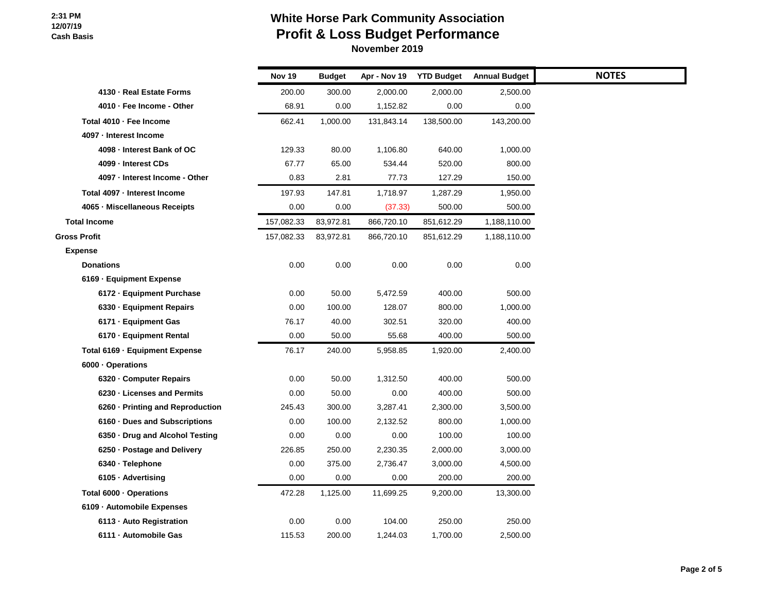# White Horse Park Community Association
## Profit & Loss Budget Performance
### November 2019

2:31 PM
12/07/19
Cash Basis

| | Nov 19 | Budget | Apr - Nov 19 | YTD Budget | Annual Budget | NOTES |
|---|---|---|---|---|---|---|
| 4130 · Real Estate Forms | 200.00 | 300.00 | 2,000.00 | 2,000.00 | 2,500.00 | |
| 4010 · Fee Income - Other | 68.91 | 0.00 | 1,152.82 | 0.00 | 0.00 | |
| Total 4010 · Fee Income | 662.41 | 1,000.00 | 131,843.14 | 138,500.00 | 143,200.00 | |
| 4097 · Interest Income | | | | | | |
| 4098 · Interest Bank of OC | 129.33 | 80.00 | 1,106.80 | 640.00 | 1,000.00 | |
| 4099 · Interest CDs | 67.77 | 65.00 | 534.44 | 520.00 | 800.00 | |
| 4097 · Interest Income - Other | 0.83 | 2.81 | 77.73 | 127.29 | 150.00 | |
| Total 4097 · Interest Income | 197.93 | 147.81 | 1,718.97 | 1,287.29 | 1,950.00 | |
| 4065 · Miscellaneous Receipts | 0.00 | 0.00 | (37.33) | 500.00 | 500.00 | |
| Total Income | 157,082.33 | 83,972.81 | 866,720.10 | 851,612.29 | 1,188,110.00 | |
| Gross Profit | 157,082.33 | 83,972.81 | 866,720.10 | 851,612.29 | 1,188,110.00 | |
| Expense | | | | | | |
| Donations | 0.00 | 0.00 | 0.00 | 0.00 | 0.00 | |
| 6169 · Equipment Expense | | | | | | |
| 6172 · Equipment Purchase | 0.00 | 50.00 | 5,472.59 | 400.00 | 500.00 | |
| 6330 · Equipment Repairs | 0.00 | 100.00 | 128.07 | 800.00 | 1,000.00 | |
| 6171 · Equipment Gas | 76.17 | 40.00 | 302.51 | 320.00 | 400.00 | |
| 6170 · Equipment Rental | 0.00 | 50.00 | 55.68 | 400.00 | 500.00 | |
| Total 6169 · Equipment Expense | 76.17 | 240.00 | 5,958.85 | 1,920.00 | 2,400.00 | |
| 6000 · Operations | | | | | | |
| 6320 · Computer Repairs | 0.00 | 50.00 | 1,312.50 | 400.00 | 500.00 | |
| 6230 · Licenses and Permits | 0.00 | 50.00 | 0.00 | 400.00 | 500.00 | |
| 6260 · Printing and Reproduction | 245.43 | 300.00 | 3,287.41 | 2,300.00 | 3,500.00 | |
| 6160 · Dues and Subscriptions | 0.00 | 100.00 | 2,132.52 | 800.00 | 1,000.00 | |
| 6350 · Drug and Alcohol Testing | 0.00 | 0.00 | 0.00 | 100.00 | 100.00 | |
| 6250 · Postage and Delivery | 226.85 | 250.00 | 2,230.35 | 2,000.00 | 3,000.00 | |
| 6340 · Telephone | 0.00 | 375.00 | 2,736.47 | 3,000.00 | 4,500.00 | |
| 6105 · Advertising | 0.00 | 0.00 | 0.00 | 200.00 | 200.00 | |
| Total 6000 · Operations | 472.28 | 1,125.00 | 11,699.25 | 9,200.00 | 13,300.00 | |
| 6109 · Automobile Expenses | | | | | | |
| 6113 · Auto Registration | 0.00 | 0.00 | 104.00 | 250.00 | 250.00 | |
| 6111 · Automobile Gas | 115.53 | 200.00 | 1,244.03 | 1,700.00 | 2,500.00 | |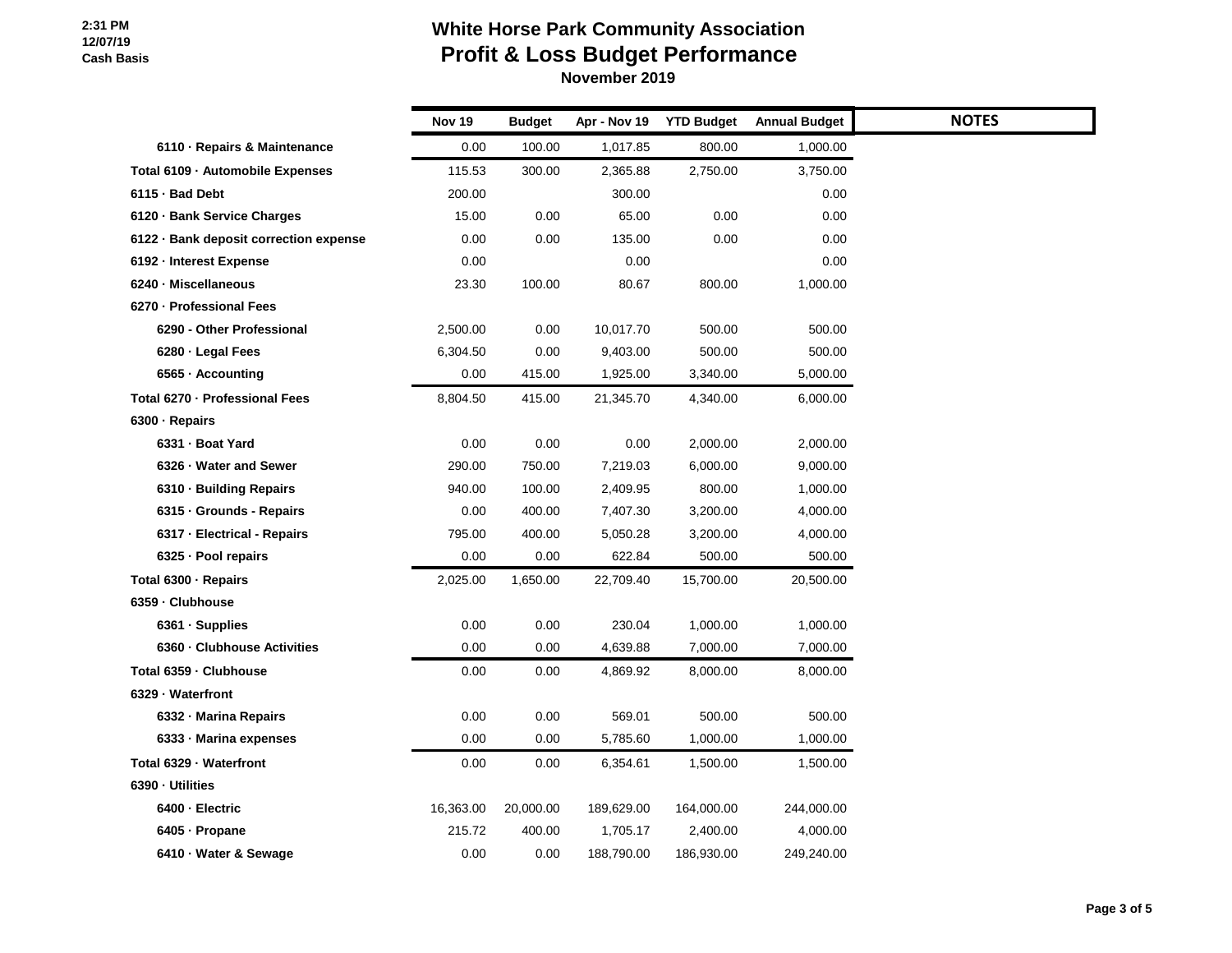2:31 PM
12/07/19
Cash Basis

# White Horse Park Community Association
## Profit & Loss Budget Performance
### November 2019

| | Nov 19 | Budget | Apr - Nov 19 | YTD Budget | Annual Budget | NOTES |
|---|---|---|---|---|---|---|
| 6110 · Repairs & Maintenance | 0.00 | 100.00 | 1,017.85 | 800.00 | 1,000.00 | |
| Total 6109 · Automobile Expenses | 115.53 | 300.00 | 2,365.88 | 2,750.00 | 3,750.00 | |
| 6115 · Bad Debt | 200.00 | | 300.00 | | 0.00 | |
| 6120 · Bank Service Charges | 15.00 | 0.00 | 65.00 | 0.00 | 0.00 | |
| 6122 · Bank deposit correction expense | 0.00 | 0.00 | 135.00 | 0.00 | 0.00 | |
| 6192 · Interest Expense | 0.00 | | 0.00 | | 0.00 | |
| 6240 · Miscellaneous | 23.30 | 100.00 | 80.67 | 800.00 | 1,000.00 | |
| 6270 · Professional Fees | | | | | | |
| 6290 - Other Professional | 2,500.00 | 0.00 | 10,017.70 | 500.00 | 500.00 | |
| 6280 · Legal Fees | 6,304.50 | 0.00 | 9,403.00 | 500.00 | 500.00 | |
| 6565 · Accounting | 0.00 | 415.00 | 1,925.00 | 3,340.00 | 5,000.00 | |
| Total 6270 · Professional Fees | 8,804.50 | 415.00 | 21,345.70 | 4,340.00 | 6,000.00 | |
| 6300 · Repairs | | | | | | |
| 6331 · Boat Yard | 0.00 | 0.00 | 0.00 | 2,000.00 | 2,000.00 | |
| 6326 · Water and Sewer | 290.00 | 750.00 | 7,219.03 | 6,000.00 | 9,000.00 | |
| 6310 · Building Repairs | 940.00 | 100.00 | 2,409.95 | 800.00 | 1,000.00 | |
| 6315 · Grounds - Repairs | 0.00 | 400.00 | 7,407.30 | 3,200.00 | 4,000.00 | |
| 6317 · Electrical - Repairs | 795.00 | 400.00 | 5,050.28 | 3,200.00 | 4,000.00 | |
| 6325 · Pool repairs | 0.00 | 0.00 | 622.84 | 500.00 | 500.00 | |
| Total 6300 · Repairs | 2,025.00 | 1,650.00 | 22,709.40 | 15,700.00 | 20,500.00 | |
| 6359 · Clubhouse | | | | | | |
| 6361 · Supplies | 0.00 | 0.00 | 230.04 | 1,000.00 | 1,000.00 | |
| 6360 · Clubhouse Activities | 0.00 | 0.00 | 4,639.88 | 7,000.00 | 7,000.00 | |
| Total 6359 · Clubhouse | 0.00 | 0.00 | 4,869.92 | 8,000.00 | 8,000.00 | |
| 6329 · Waterfront | | | | | | |
| 6332 · Marina Repairs | 0.00 | 0.00 | 569.01 | 500.00 | 500.00 | |
| 6333 · Marina expenses | 0.00 | 0.00 | 5,785.60 | 1,000.00 | 1,000.00 | |
| Total 6329 · Waterfront | 0.00 | 0.00 | 6,354.61 | 1,500.00 | 1,500.00 | |
| 6390 · Utilities | | | | | | |
| 6400 · Electric | 16,363.00 | 20,000.00 | 189,629.00 | 164,000.00 | 244,000.00 | |
| 6405 · Propane | 215.72 | 400.00 | 1,705.17 | 2,400.00 | 4,000.00 | |
| 6410 · Water & Sewage | 0.00 | 0.00 | 188,790.00 | 186,930.00 | 249,240.00 | |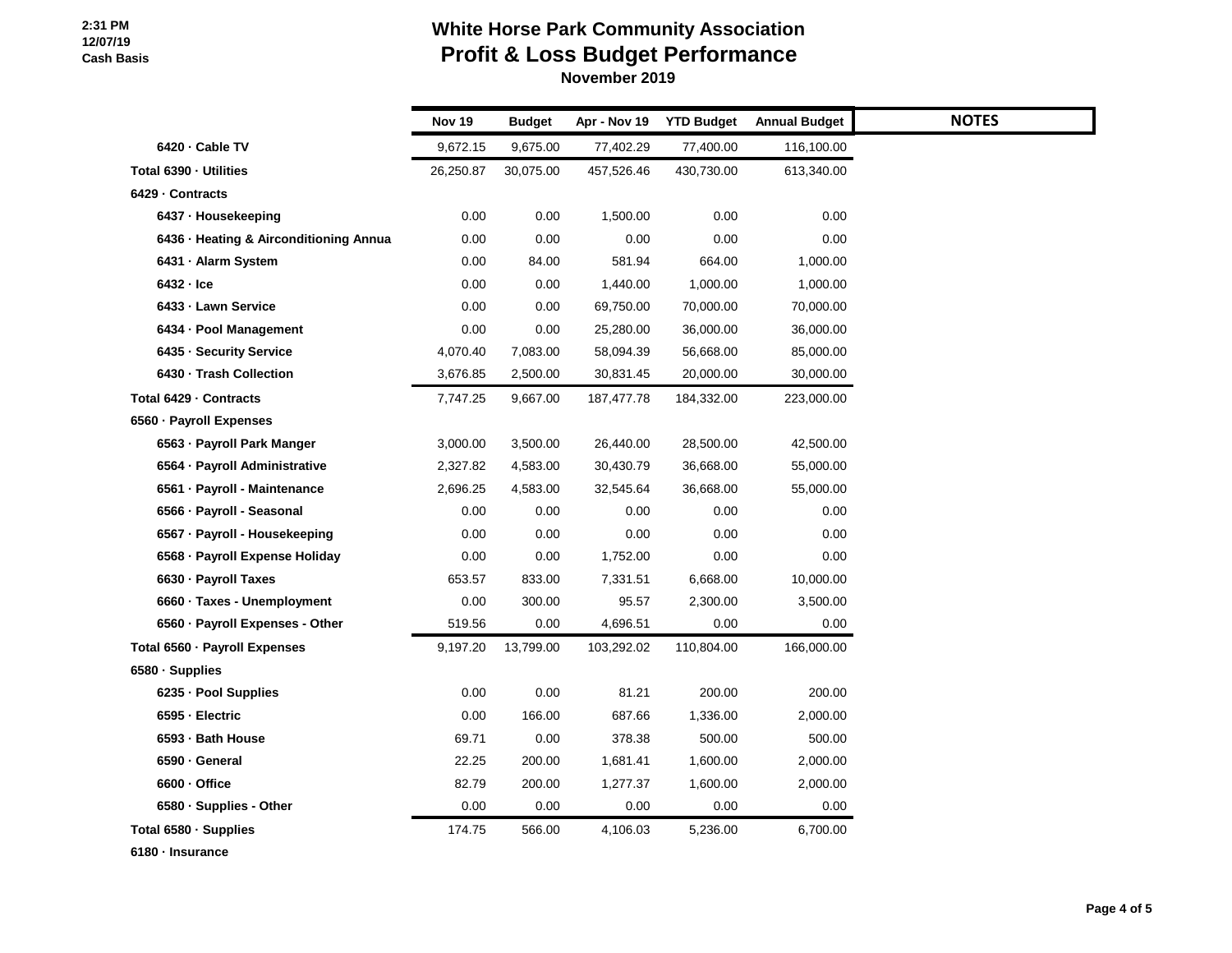# White Horse Park Community Association

## Profit & Loss Budget Performance

**November 2019**

2:31 PM
12/07/19
Cash Basis

| | Nov 19 | Budget | Apr - Nov 19 | YTD Budget | Annual Budget | NOTES |
|---|---|---|---|---|---|---|
| 6420 · Cable TV | 9,672.15 | 9,675.00 | 77,402.29 | 77,400.00 | 116,100.00 | |
| **Total 6390 · Utilities** | 26,250.87 | 30,075.00 | 457,526.46 | 430,730.00 | 613,340.00 | |
| **6429 · Contracts** | | | | | | |
| 6437 · Housekeeping | 0.00 | 0.00 | 1,500.00 | 0.00 | 0.00 | |
| 6436 · Heating & Airconditioning Annua | 0.00 | 0.00 | 0.00 | 0.00 | 0.00 | |
| 6431 · Alarm System | 0.00 | 84.00 | 581.94 | 664.00 | 1,000.00 | |
| 6432 · Ice | 0.00 | 0.00 | 1,440.00 | 1,000.00 | 1,000.00 | |
| 6433 · Lawn Service | 0.00 | 0.00 | 69,750.00 | 70,000.00 | 70,000.00 | |
| 6434 · Pool Management | 0.00 | 0.00 | 25,280.00 | 36,000.00 | 36,000.00 | |
| 6435 · Security Service | 4,070.40 | 7,083.00 | 58,094.39 | 56,668.00 | 85,000.00 | |
| 6430 · Trash Collection | 3,676.85 | 2,500.00 | 30,831.45 | 20,000.00 | 30,000.00 | |
| **Total 6429 · Contracts** | 7,747.25 | 9,667.00 | 187,477.78 | 184,332.00 | 223,000.00 | |
| **6560 · Payroll Expenses** | | | | | | |
| 6563 · Payroll Park Manger | 3,000.00 | 3,500.00 | 26,440.00 | 28,500.00 | 42,500.00 | |
| 6564 · Payroll Administrative | 2,327.82 | 4,583.00 | 30,430.79 | 36,668.00 | 55,000.00 | |
| 6561 · Payroll - Maintenance | 2,696.25 | 4,583.00 | 32,545.64 | 36,668.00 | 55,000.00 | |
| 6566 · Payroll - Seasonal | 0.00 | 0.00 | 0.00 | 0.00 | 0.00 | |
| 6567 · Payroll - Housekeeping | 0.00 | 0.00 | 0.00 | 0.00 | 0.00 | |
| 6568 · Payroll Expense Holiday | 0.00 | 0.00 | 1,752.00 | 0.00 | 0.00 | |
| 6630 · Payroll Taxes | 653.57 | 833.00 | 7,331.51 | 6,668.00 | 10,000.00 | |
| 6660 · Taxes - Unemployment | 0.00 | 300.00 | 95.57 | 2,300.00 | 3,500.00 | |
| 6560 · Payroll Expenses - Other | 519.56 | 0.00 | 4,696.51 | 0.00 | 0.00 | |
| **Total 6560 · Payroll Expenses** | 9,197.20 | 13,799.00 | 103,292.02 | 110,804.00 | 166,000.00 | |
| **6580 · Supplies** | | | | | | |
| 6235 · Pool Supplies | 0.00 | 0.00 | 81.21 | 200.00 | 200.00 | |
| 6595 · Electric | 0.00 | 166.00 | 687.66 | 1,336.00 | 2,000.00 | |
| 6593 · Bath House | 69.71 | 0.00 | 378.38 | 500.00 | 500.00 | |
| 6590 · General | 22.25 | 200.00 | 1,681.41 | 1,600.00 | 2,000.00 | |
| 6600 · Office | 82.79 | 200.00 | 1,277.37 | 1,600.00 | 2,000.00 | |
| 6580 · Supplies - Other | 0.00 | 0.00 | 0.00 | 0.00 | 0.00 | |
| **Total 6580 · Supplies** | 174.75 | 566.00 | 4,106.03 | 5,236.00 | 6,700.00 | |
| **6180 · Insurance** | | | | | | |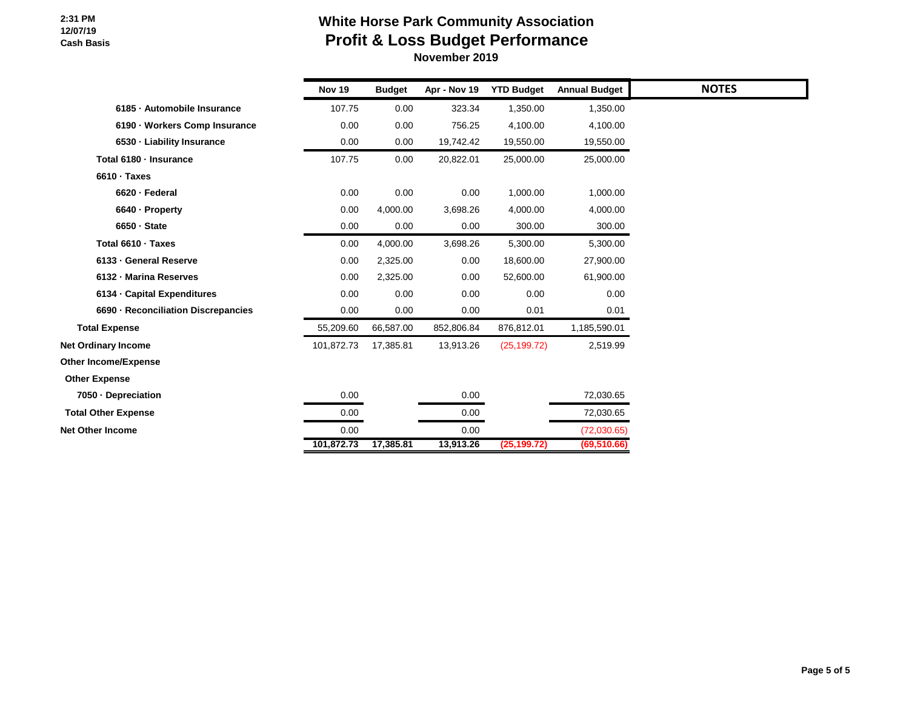2:31 PM
12/07/19
Cash Basis

# White Horse Park Community Association
## Profit & Loss Budget Performance
### November 2019

| | Nov 19 | Budget | Apr - Nov 19 | YTD Budget | Annual Budget | NOTES |
|---|---|---|---|---|---|---|
| 6185 · Automobile Insurance | 107.75 | 0.00 | 323.34 | 1,350.00 | 1,350.00 | |
| 6190 · Workers Comp Insurance | 0.00 | 0.00 | 756.25 | 4,100.00 | 4,100.00 | |
| 6530 · Liability Insurance | 0.00 | 0.00 | 19,742.42 | 19,550.00 | 19,550.00 | |
| Total 6180 · Insurance | 107.75 | 0.00 | 20,822.01 | 25,000.00 | 25,000.00 | |
| 6610 · Taxes | | | | | | |
| 6620 · Federal | 0.00 | 0.00 | 0.00 | 1,000.00 | 1,000.00 | |
| 6640 · Property | 0.00 | 4,000.00 | 3,698.26 | 4,000.00 | 4,000.00 | |
| 6650 · State | 0.00 | 0.00 | 0.00 | 300.00 | 300.00 | |
| Total 6610 · Taxes | 0.00 | 4,000.00 | 3,698.26 | 5,300.00 | 5,300.00 | |
| 6133 · General Reserve | 0.00 | 2,325.00 | 0.00 | 18,600.00 | 27,900.00 | |
| 6132 · Marina Reserves | 0.00 | 2,325.00 | 0.00 | 52,600.00 | 61,900.00 | |
| 6134 · Capital Expenditures | 0.00 | 0.00 | 0.00 | 0.00 | 0.00 | |
| 6690 · Reconciliation Discrepancies | 0.00 | 0.00 | 0.00 | 0.01 | 0.01 | |
| Total Expense | 55,209.60 | 66,587.00 | 852,806.84 | 876,812.01 | 1,185,590.01 | |
| Net Ordinary Income | 101,872.73 | 17,385.81 | 13,913.26 | (25,199.72) | 2,519.99 | |
| Other Income/Expense | | | | | | |
| Other Expense | | | | | | |
| 7050 · Depreciation | 0.00 | | 0.00 | | 72,030.65 | |
| Total Other Expense | 0.00 | | 0.00 | | 72,030.65 | |
| Net Other Income | 0.00 | | 0.00 | | (72,030.65) | |
| | **101,872.73** | **17,385.81** | **13,913.26** | **(25,199.72)** | **(69,510.66)** | |